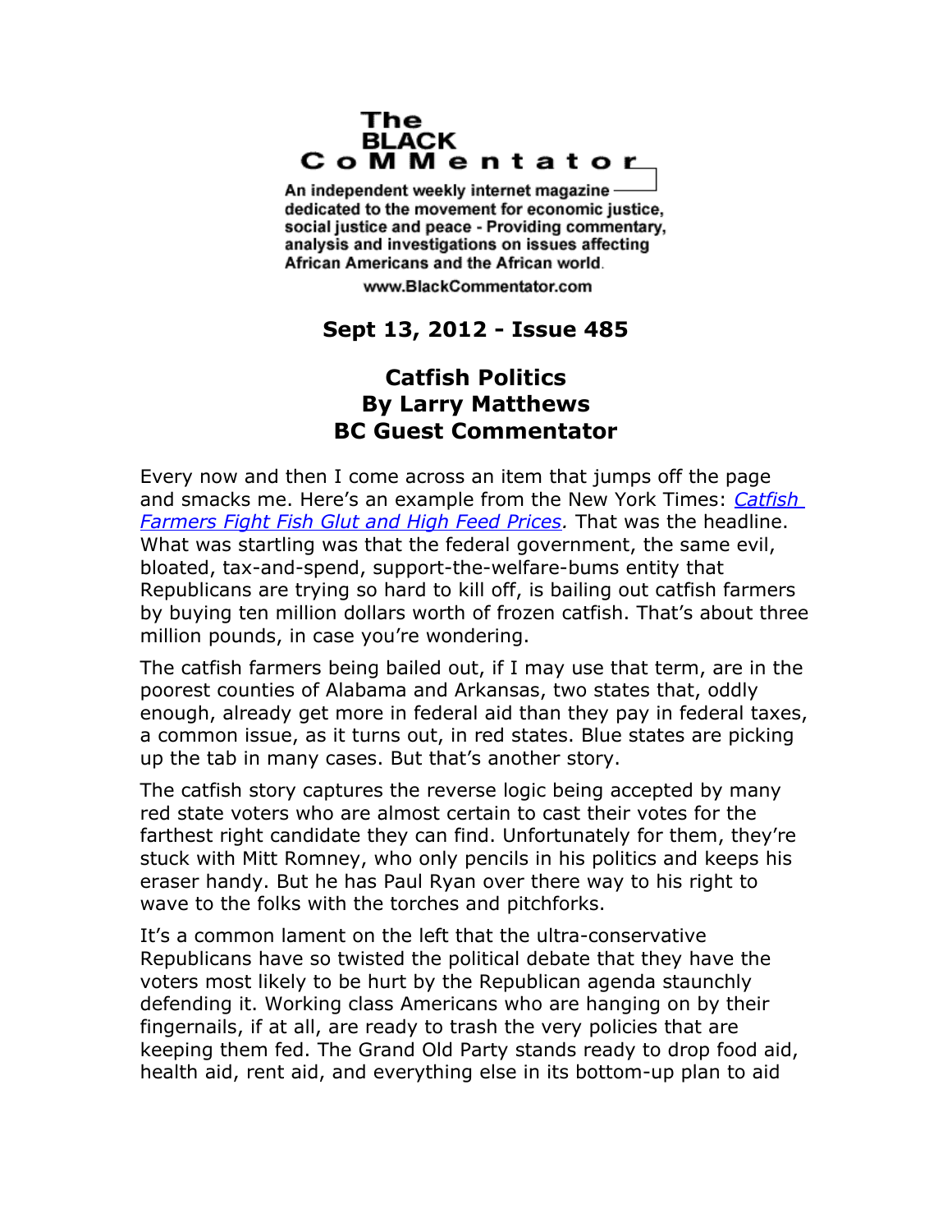**The BLACK CoMMentator**

An independent weekly internet magazine dedicated to the movement for economic justice, social justice and peace - Providing commentary, analysis and investigations on issues affecting African Americans and the African world.

www.BlackCommentator.com

**Sept 13, 2012 - Issue 485**

# Catfish Politics
## By Larry Matthews
## BC Guest Commentator

Every now and then I come across an item that jumps off the page and smacks me. Here's an example from the New York Times: *Catfish Farmers Fight Fish Glut and High Feed Prices.* That was the headline. What was startling was that the federal government, the same evil, bloated, tax-and-spend, support-the-welfare-bums entity that Republicans are trying so hard to kill off, is bailing out catfish farmers by buying ten million dollars worth of frozen catfish. That's about three million pounds, in case you're wondering.

The catfish farmers being bailed out, if I may use that term, are in the poorest counties of Alabama and Arkansas, two states that, oddly enough, already get more in federal aid than they pay in federal taxes, a common issue, as it turns out, in red states. Blue states are picking up the tab in many cases. But that's another story.

The catfish story captures the reverse logic being accepted by many red state voters who are almost certain to cast their votes for the farthest right candidate they can find. Unfortunately for them, they're stuck with Mitt Romney, who only pencils in his politics and keeps his eraser handy. But he has Paul Ryan over there way to his right to wave to the folks with the torches and pitchforks.

It's a common lament on the left that the ultra-conservative Republicans have so twisted the political debate that they have the voters most likely to be hurt by the Republican agenda staunchly defending it. Working class Americans who are hanging on by their fingernails, if at all, are ready to trash the very policies that are keeping them fed. The Grand Old Party stands ready to drop food aid, health aid, rent aid, and everything else in its bottom-up plan to aid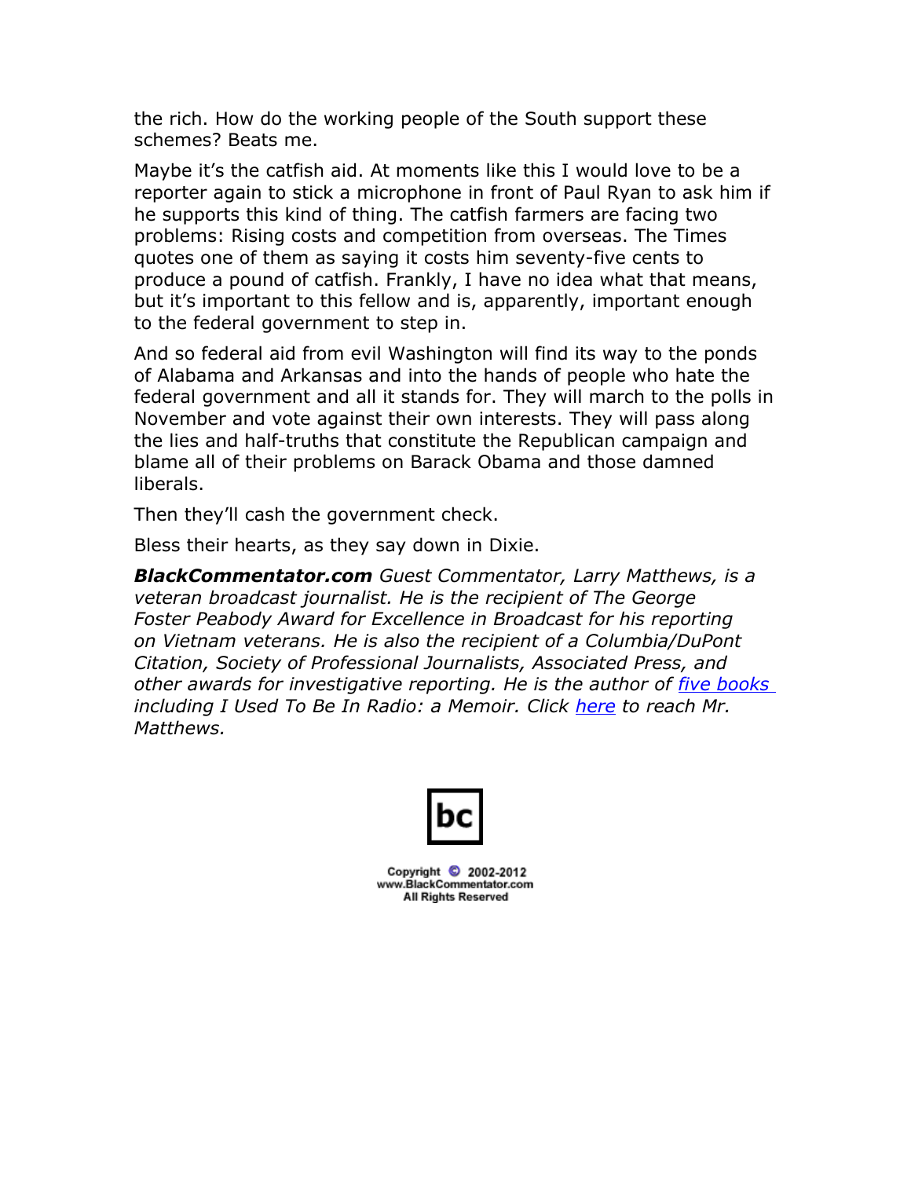the rich. How do the working people of the South support these schemes? Beats me.

Maybe it's the catfish aid. At moments like this I would love to be a reporter again to stick a microphone in front of Paul Ryan to ask him if he supports this kind of thing. The catfish farmers are facing two problems: Rising costs and competition from overseas. The Times quotes one of them as saying it costs him seventy-five cents to produce a pound of catfish. Frankly, I have no idea what that means, but it's important to this fellow and is, apparently, important enough to the federal government to step in.

And so federal aid from evil Washington will find its way to the ponds of Alabama and Arkansas and into the hands of people who hate the federal government and all it stands for. They will march to the polls in November and vote against their own interests. They will pass along the lies and half-truths that constitute the Republican campaign and blame all of their problems on Barack Obama and those damned liberals.

Then they'll cash the government check.

Bless their hearts, as they say down in Dixie.

***BlackCommentator.com*** *Guest Commentator, Larry Matthews, is a veteran broadcast journalist. He is the recipient of The George Foster Peabody Award for Excellence in Broadcast for his reporting on Vietnam veterans. He is also the recipient of a Columbia/DuPont Citation, Society of Professional Journalists, Associated Press, and other awards for investigative reporting. He is the author of five books including I Used To Be In Radio: a Memoir. Click here to reach Mr. Matthews.*

bc

Copyright © 2002-2012
www.BlackCommentator.com
All Rights Reserved